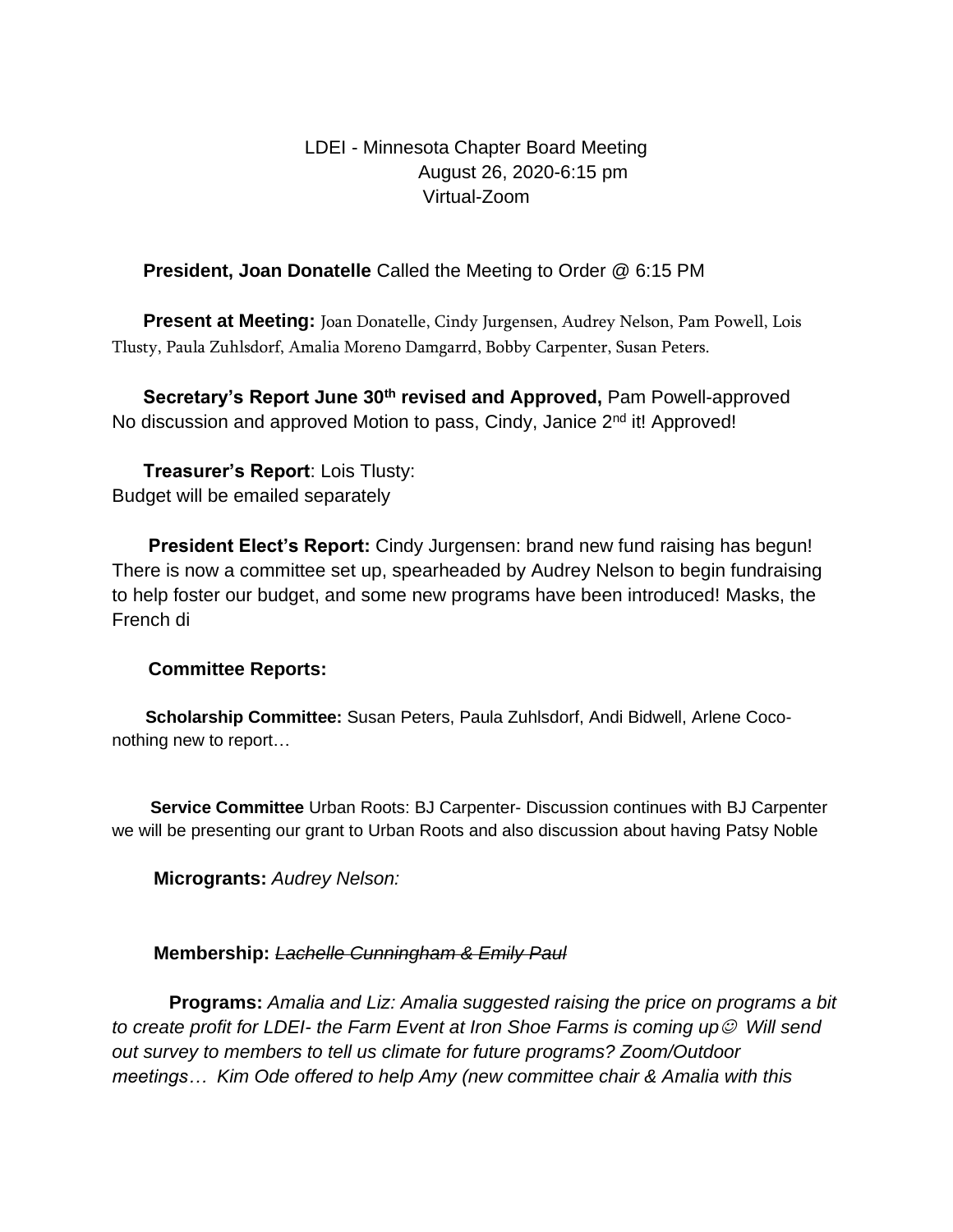LDEI - Minnesota Chapter Board Meeting
August 26, 2020-6:15 pm
Virtual-Zoom

**President, Joan Donatelle** Called the Meeting to Order @ 6:15 PM

**Present at Meeting:** Joan Donatelle, Cindy Jurgensen, Audrey Nelson, Pam Powell, Lois Tlusty, Paula Zuhlsdorf, Amalia Moreno Damgarrd, Bobby Carpenter, Susan Peters.

**Secretary's Report June 30th revised and Approved,** Pam Powell-approved
No discussion and approved Motion to pass, Cindy, Janice 2nd it! Approved!

**Treasurer's Report**: Lois Tlusty:
Budget will be emailed separately

**President Elect's Report:** Cindy Jurgensen: brand new fund raising has begun! There is now a committee set up, spearheaded by Audrey Nelson to begin fundraising to help foster our budget, and some new programs have been introduced! Masks, the French di

**Committee Reports:**

**Scholarship Committee:** Susan Peters, Paula Zuhlsdorf, Andi Bidwell, Arlene Coco-nothing new to report…

**Service Committee** Urban Roots: BJ Carpenter- Discussion continues with BJ Carpenter we will be presenting our grant to Urban Roots and also discussion about having Patsy Noble

**Microgrants:** *Audrey Nelson:*

**Membership:** ~~*Lachelle Cunningham & Emily Paul*~~

**Programs:** *Amalia and Liz: Amalia suggested raising the price on programs a bit to create profit for LDEI- the Farm Event at Iron Shoe Farms is coming up☺ Will send out survey to members to tell us climate for future programs? Zoom/Outdoor meetings… Kim Ode offered to help Amy (new committee chair & Amalia with this*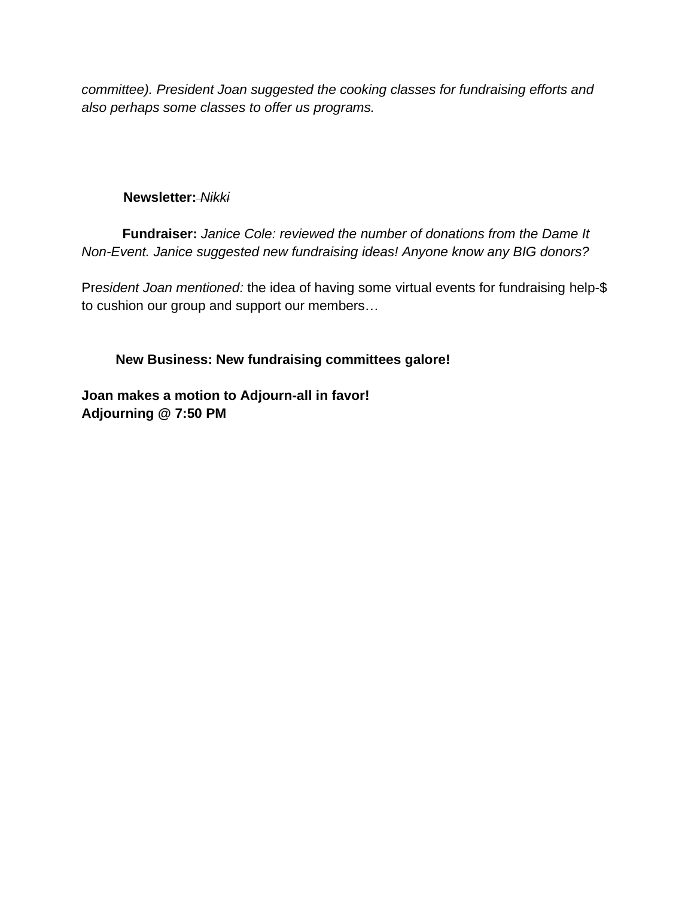*committee). President Joan suggested the cooking classes for fundraising efforts and also perhaps some classes to offer us programs.*

**Newsletter:** ~~*Nikki*~~

**Fundraiser:** *Janice Cole: reviewed the number of donations from the Dame It Non-Event. Janice suggested new fundraising ideas! Anyone know any BIG donors?*

Pr*esident Joan mentioned:* the idea of having some virtual events for fundraising help-$ to cushion our group and support our members…

**New Business: New fundraising committees galore!**

**Joan makes a motion to Adjourn-all in favor!**
**Adjourning @ 7:50 PM**